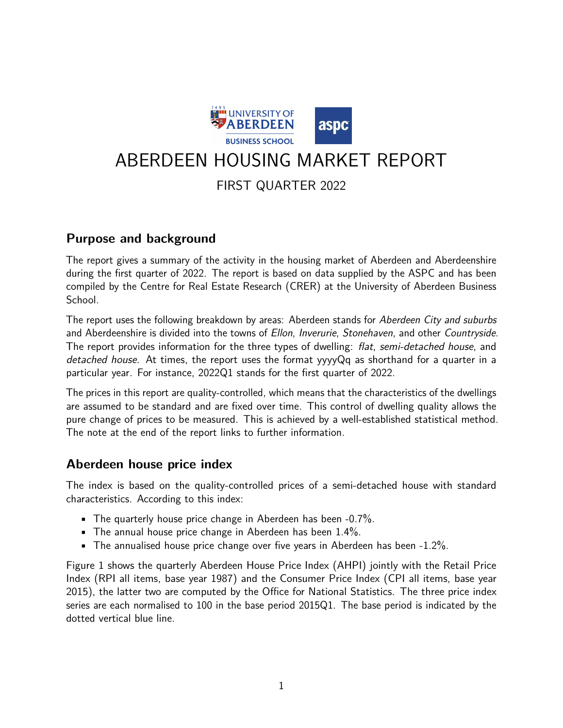# ABERDEEN HOUSING MARKET REPORT

FIRST QUARTER 2022

## Purpose and background

The report gives a summary of the activity in the housing market of Aberdeen and Aberdeenshire during the first quarter of 2022. The report is based on data supplied by the ASPC and has been compiled by the Centre for Real Estate Research (CRER) at the University of Aberdeen Business School.

The report uses the following breakdown by areas: Aberdeen stands for *Aberdeen City and suburbs* and Aberdeenshire is divided into the towns of *Ellon*, *Inverurie*, *Stonehaven*, and other *Countryside*. The report provides information for the three types of dwelling: *flat*, *semi-detached house*, and *detached house*. At times, the report uses the format yyyyQq as shorthand for a quarter in a particular year. For instance, 2022Q1 stands for the first quarter of 2022.

The prices in this report are quality-controlled, which means that the characteristics of the dwellings are assumed to be standard and are fixed over time. This control of dwelling quality allows the pure change of prices to be measured. This is achieved by a well-established statistical method. The note at the end of the report links to further information.

## Aberdeen house price index

The index is based on the quality-controlled prices of a semi-detached house with standard characteristics. According to this index:

- The quarterly house price change in Aberdeen has been -0.7%.
- The annual house price change in Aberdeen has been 1.4%.
- The annualised house price change over five years in Aberdeen has been -1.2%.

Figure 1 shows the quarterly Aberdeen House Price Index (AHPI) jointly with the Retail Price Index (RPI all items, base year 1987) and the Consumer Price Index (CPI all items, base year 2015), the latter two are computed by the Office for National Statistics. The three price index series are each normalised to 100 in the base period 2015Q1. The base period is indicated by the dotted vertical blue line.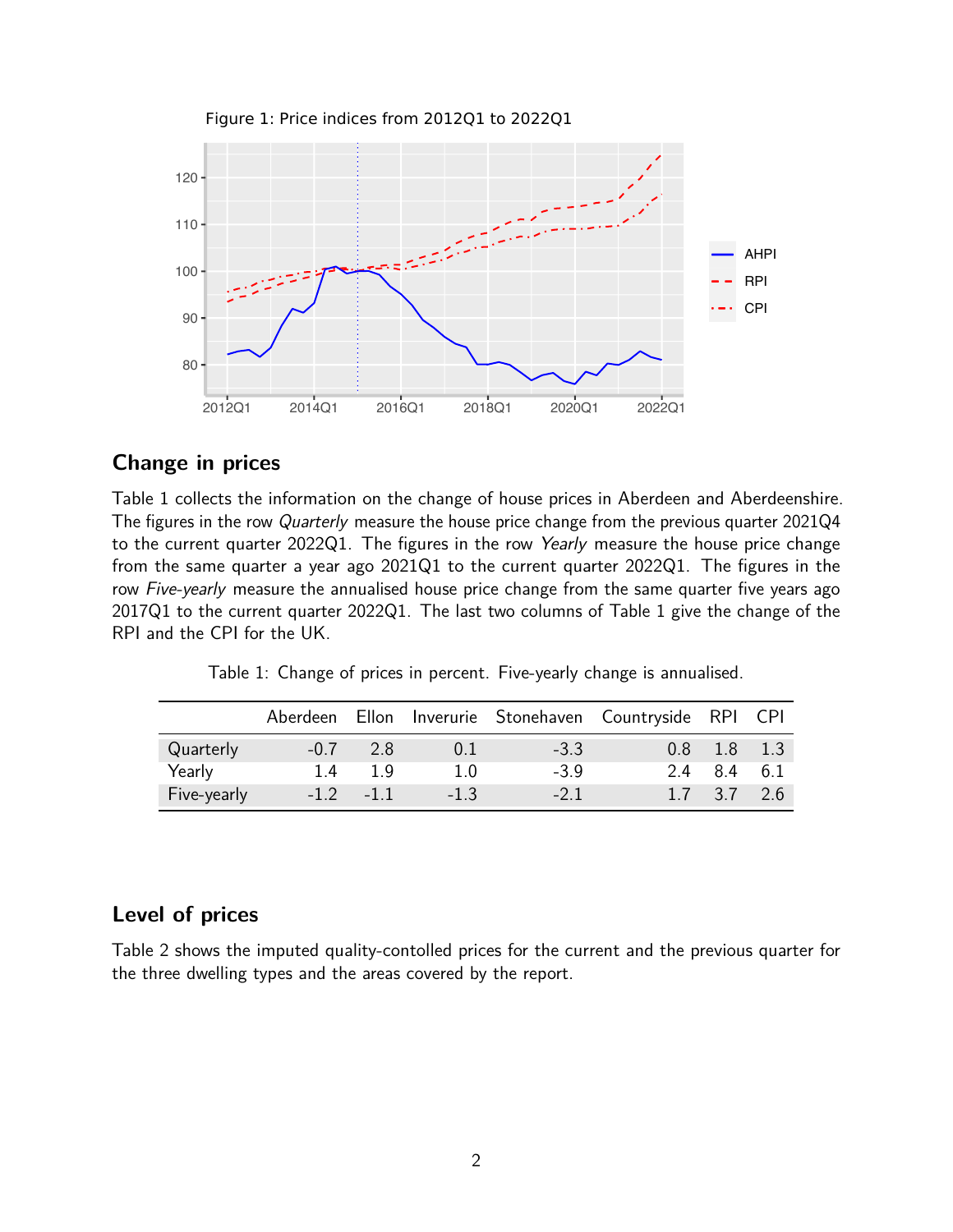Figure 1: Price indices from 2012Q1 to 2022Q1

## Change in prices

Table 1 collects the information on the change of house prices in Aberdeen and Aberdeenshire. The figures in the row *Quarterly* measure the house price change from the previous quarter 2021Q4 to the current quarter 2022Q1. The figures in the row *Yearly* measure the house price change from the same quarter a year ago 2021Q1 to the current quarter 2022Q1. The figures in the row *Five-yearly* measure the annualised house price change from the same quarter five years ago 2017Q1 to the current quarter 2022Q1. The last two columns of Table 1 give the change of the RPI and the CPI for the UK.

Table 1: Change of prices in percent. Five-yearly change is annualised.

| | Aberdeen | Ellon | Inverurie | Stonehaven | Countryside | RPI | CPI |
|---|---|---|---|---|---|---|---|
| Quarterly | -0.7 | 2.8 | 0.1 | -3.3 | 0.8 | 1.8 | 1.3 |
| Yearly | 1.4 | 1.9 | 1.0 | -3.9 | 2.4 | 8.4 | 6.1 |
| Five-yearly | -1.2 | -1.1 | -1.3 | -2.1 | 1.7 | 3.7 | 2.6 |

## Level of prices

Table 2 shows the imputed quality-contolled prices for the current and the previous quarter for the three dwelling types and the areas covered by the report.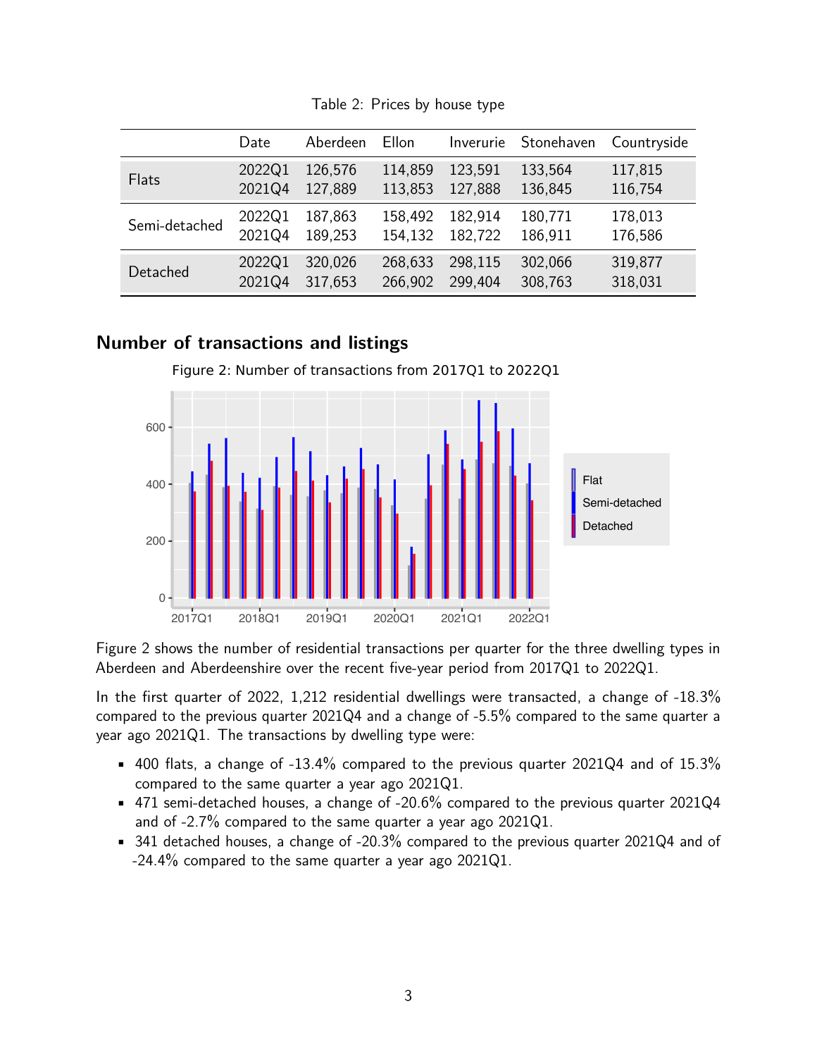Table 2: Prices by house type

| | Date | Aberdeen | Ellon | Inverurie | Stonehaven | Countryside |
|---|---|---|---|---|---|---|
| Flats | 2022Q1 | 126,576 | 114,859 | 123,591 | 133,564 | 117,815 |
| | 2021Q4 | 127,889 | 113,853 | 127,888 | 136,845 | 116,754 |
| Semi-detached | 2022Q1 | 187,863 | 158,492 | 182,914 | 180,771 | 178,013 |
| | 2021Q4 | 189,253 | 154,132 | 182,722 | 186,911 | 176,586 |
| Detached | 2022Q1 | 320,026 | 268,633 | 298,115 | 302,066 | 319,877 |
| | 2021Q4 | 317,653 | 266,902 | 299,404 | 308,763 | 318,031 |

## Number of transactions and listings

Figure 2: Number of transactions from 2017Q1 to 2022Q1

Figure 2 shows the number of residential transactions per quarter for the three dwelling types in Aberdeen and Aberdeenshire over the recent five-year period from 2017Q1 to 2022Q1.

In the first quarter of 2022, 1,212 residential dwellings were transacted, a change of -18.3% compared to the previous quarter 2021Q4 and a change of -5.5% compared to the same quarter a year ago 2021Q1. The transactions by dwelling type were:

- 400 flats, a change of -13.4% compared to the previous quarter 2021Q4 and of 15.3% compared to the same quarter a year ago 2021Q1.
- 471 semi-detached houses, a change of -20.6% compared to the previous quarter 2021Q4 and of -2.7% compared to the same quarter a year ago 2021Q1.
- 341 detached houses, a change of -20.3% compared to the previous quarter 2021Q4 and of -24.4% compared to the same quarter a year ago 2021Q1.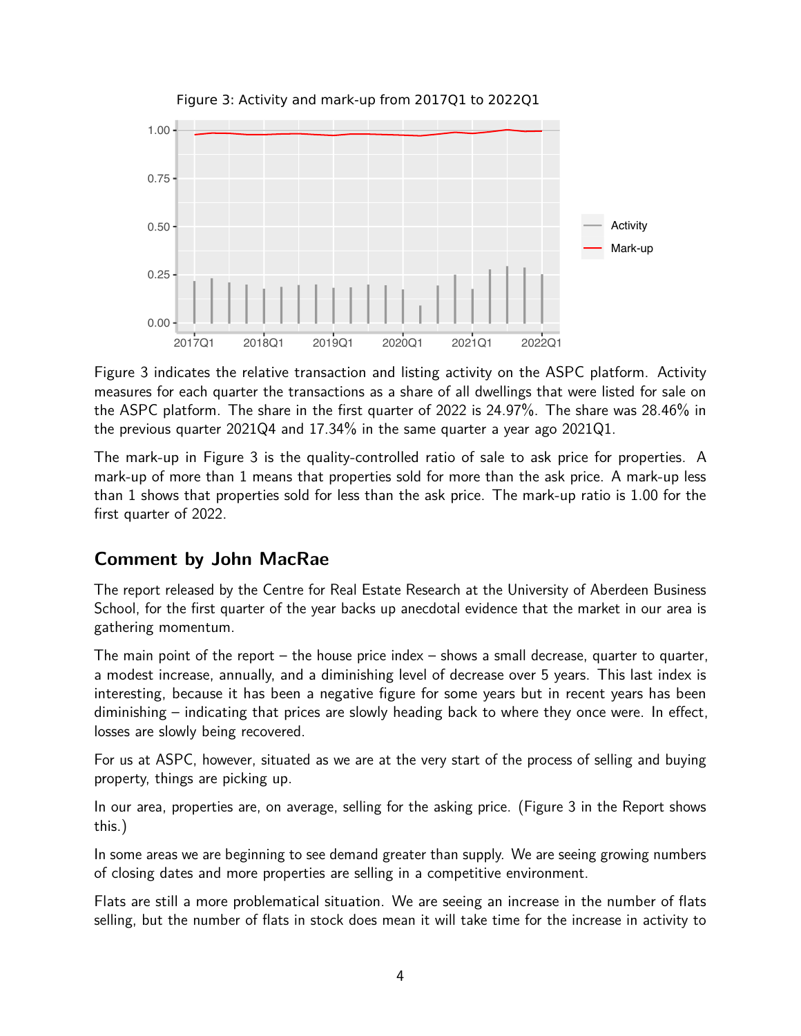Figure 3: Activity and mark-up from 2017Q1 to 2022Q1

Figure 3 indicates the relative transaction and listing activity on the ASPC platform. Activity measures for each quarter the transactions as a share of all dwellings that were listed for sale on the ASPC platform. The share in the first quarter of 2022 is 24.97%. The share was 28.46% in the previous quarter 2021Q4 and 17.34% in the same quarter a year ago 2021Q1.

The mark-up in Figure 3 is the quality-controlled ratio of sale to ask price for properties. A mark-up of more than 1 means that properties sold for more than the ask price. A mark-up less than 1 shows that properties sold for less than the ask price. The mark-up ratio is 1.00 for the first quarter of 2022.

## Comment by John MacRae

The report released by the Centre for Real Estate Research at the University of Aberdeen Business School, for the first quarter of the year backs up anecdotal evidence that the market in our area is gathering momentum.

The main point of the report – the house price index – shows a small decrease, quarter to quarter, a modest increase, annually, and a diminishing level of decrease over 5 years. This last index is interesting, because it has been a negative figure for some years but in recent years has been diminishing – indicating that prices are slowly heading back to where they once were. In effect, losses are slowly being recovered.

For us at ASPC, however, situated as we are at the very start of the process of selling and buying property, things are picking up.

In our area, properties are, on average, selling for the asking price. (Figure 3 in the Report shows this.)

In some areas we are beginning to see demand greater than supply. We are seeing growing numbers of closing dates and more properties are selling in a competitive environment.

Flats are still a more problematical situation. We are seeing an increase in the number of flats selling, but the number of flats in stock does mean it will take time for the increase in activity to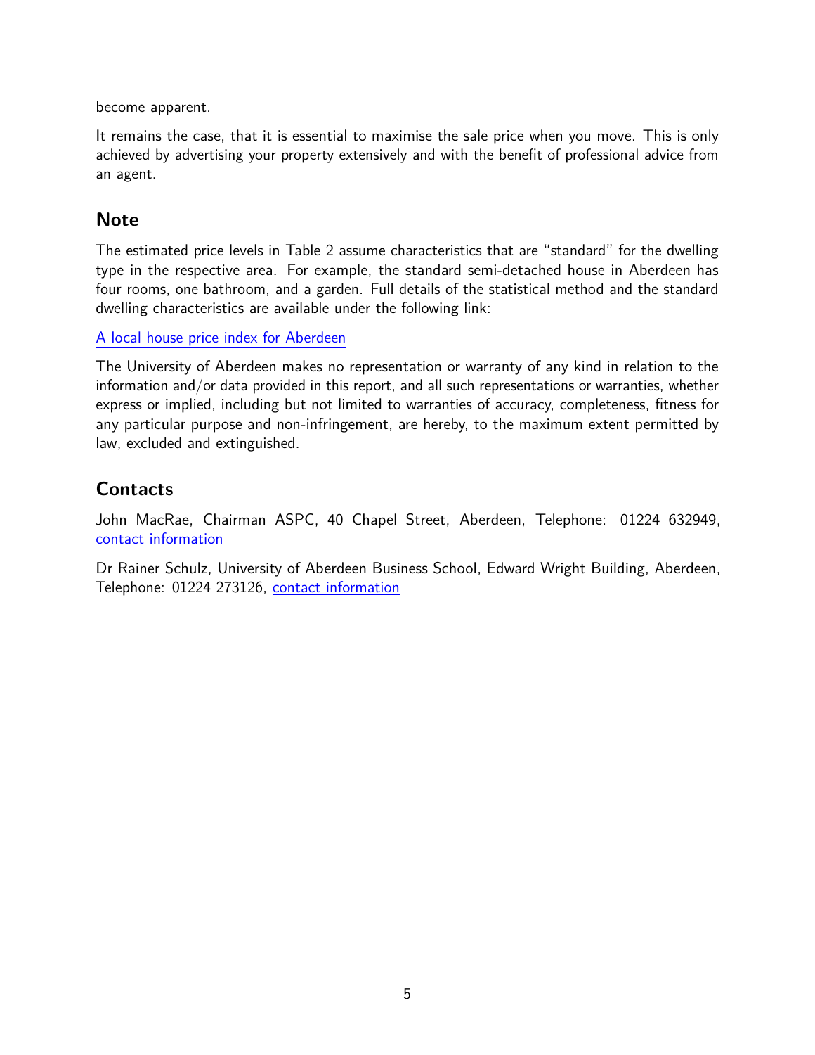become apparent.

It remains the case, that it is essential to maximise the sale price when you move. This is only achieved by advertising your property extensively and with the benefit of professional advice from an agent.

## Note

The estimated price levels in Table 2 assume characteristics that are "standard" for the dwelling type in the respective area. For example, the standard semi-detached house in Aberdeen has four rooms, one bathroom, and a garden. Full details of the statistical method and the standard dwelling characteristics are available under the following link:

A local house price index for Aberdeen

The University of Aberdeen makes no representation or warranty of any kind in relation to the information and/or data provided in this report, and all such representations or warranties, whether express or implied, including but not limited to warranties of accuracy, completeness, fitness for any particular purpose and non-infringement, are hereby, to the maximum extent permitted by law, excluded and extinguished.

## Contacts

John MacRae, Chairman ASPC, 40 Chapel Street, Aberdeen, Telephone: 01224 632949, contact information

Dr Rainer Schulz, University of Aberdeen Business School, Edward Wright Building, Aberdeen, Telephone: 01224 273126, contact information